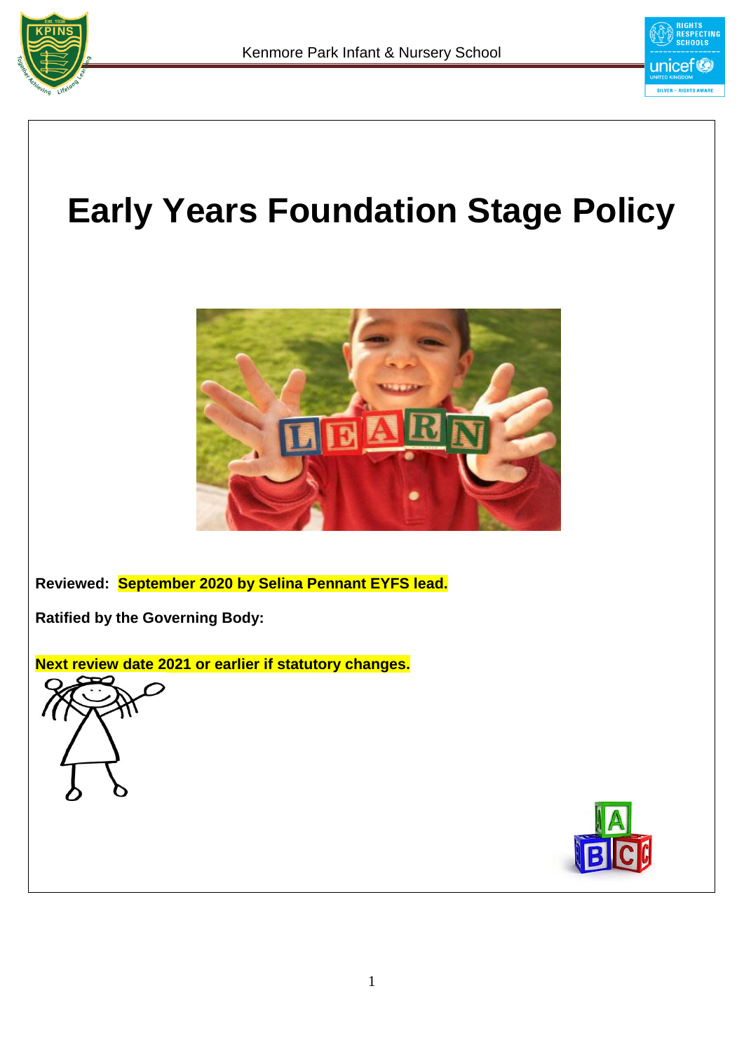# Early Years Foundation Stage Policy

**Reviewed: September 2020 by Selina Pennant EYFS lead.**

**Ratified by the Governing Body:**

**Next review date 2021 or earlier if statutory changes.**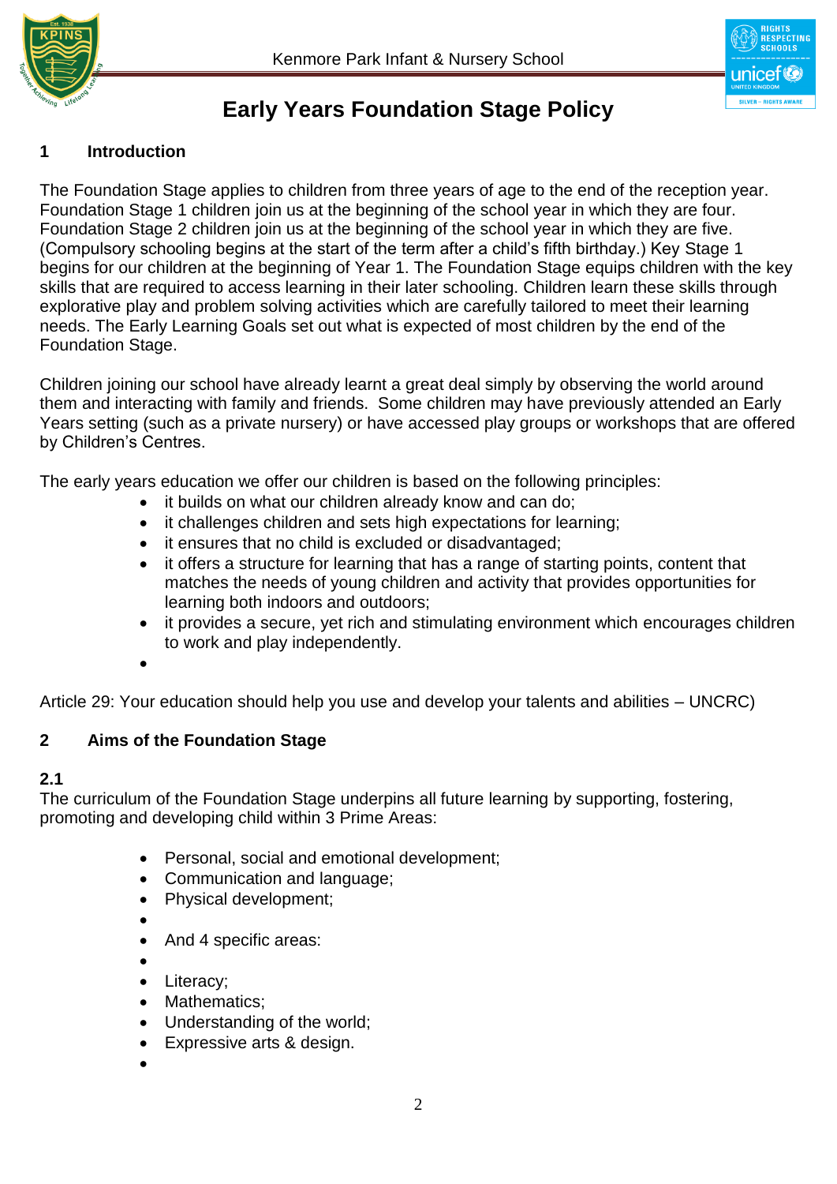# Early Years Foundation Stage Policy

## 1 Introduction

The Foundation Stage applies to children from three years of age to the end of the reception year. Foundation Stage 1 children join us at the beginning of the school year in which they are four. Foundation Stage 2 children join us at the beginning of the school year in which they are five. (Compulsory schooling begins at the start of the term after a child's fifth birthday.) Key Stage 1 begins for our children at the beginning of Year 1. The Foundation Stage equips children with the key skills that are required to access learning in their later schooling. Children learn these skills through explorative play and problem solving activities which are carefully tailored to meet their learning needs. The Early Learning Goals set out what is expected of most children by the end of the Foundation Stage.

Children joining our school have already learnt a great deal simply by observing the world around them and interacting with family and friends. Some children may have previously attended an Early Years setting (such as a private nursery) or have accessed play groups or workshops that are offered by Children's Centres.

The early years education we offer our children is based on the following principles:

- it builds on what our children already know and can do;
- it challenges children and sets high expectations for learning;
- it ensures that no child is excluded or disadvantaged;
- it offers a structure for learning that has a range of starting points, content that matches the needs of young children and activity that provides opportunities for learning both indoors and outdoors;
- it provides a secure, yet rich and stimulating environment which encourages children to work and play independently.

Article 29: Your education should help you use and develop your talents and abilities – UNCRC)

## 2 Aims of the Foundation Stage

### 2.1

The curriculum of the Foundation Stage underpins all future learning by supporting, fostering, promoting and developing child within 3 Prime Areas:

- Personal, social and emotional development;
- Communication and language;
- Physical development;
- And 4 specific areas:
- Literacy;
- Mathematics;
- Understanding of the world;
- Expressive arts & design.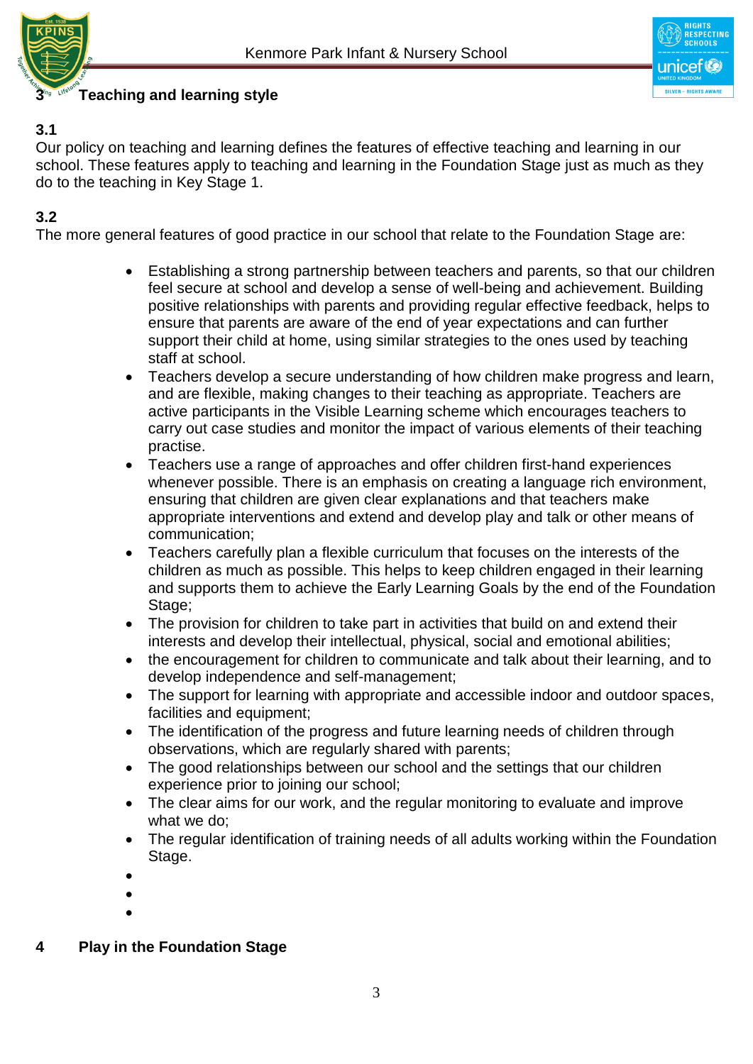## 3 Teaching and learning style

**3.1**
Our policy on teaching and learning defines the features of effective teaching and learning in our school. These features apply to teaching and learning in the Foundation Stage just as much as they do to the teaching in Key Stage 1.

**3.2**
The more general features of good practice in our school that relate to the Foundation Stage are:

- Establishing a strong partnership between teachers and parents, so that our children feel secure at school and develop a sense of well-being and achievement. Building positive relationships with parents and providing regular effective feedback, helps to ensure that parents are aware of the end of year expectations and can further support their child at home, using similar strategies to the ones used by teaching staff at school.
- Teachers develop a secure understanding of how children make progress and learn, and are flexible, making changes to their teaching as appropriate. Teachers are active participants in the Visible Learning scheme which encourages teachers to carry out case studies and monitor the impact of various elements of their teaching practise.
- Teachers use a range of approaches and offer children first-hand experiences whenever possible. There is an emphasis on creating a language rich environment, ensuring that children are given clear explanations and that teachers make appropriate interventions and extend and develop play and talk or other means of communication;
- Teachers carefully plan a flexible curriculum that focuses on the interests of the children as much as possible. This helps to keep children engaged in their learning and supports them to achieve the Early Learning Goals by the end of the Foundation Stage;
- The provision for children to take part in activities that build on and extend their interests and develop their intellectual, physical, social and emotional abilities;
- the encouragement for children to communicate and talk about their learning, and to develop independence and self-management;
- The support for learning with appropriate and accessible indoor and outdoor spaces, facilities and equipment;
- The identification of the progress and future learning needs of children through observations, which are regularly shared with parents;
- The good relationships between our school and the settings that our children experience prior to joining our school;
- The clear aims for our work, and the regular monitoring to evaluate and improve what we do;
- The regular identification of training needs of all adults working within the Foundation Stage.

## 4 Play in the Foundation Stage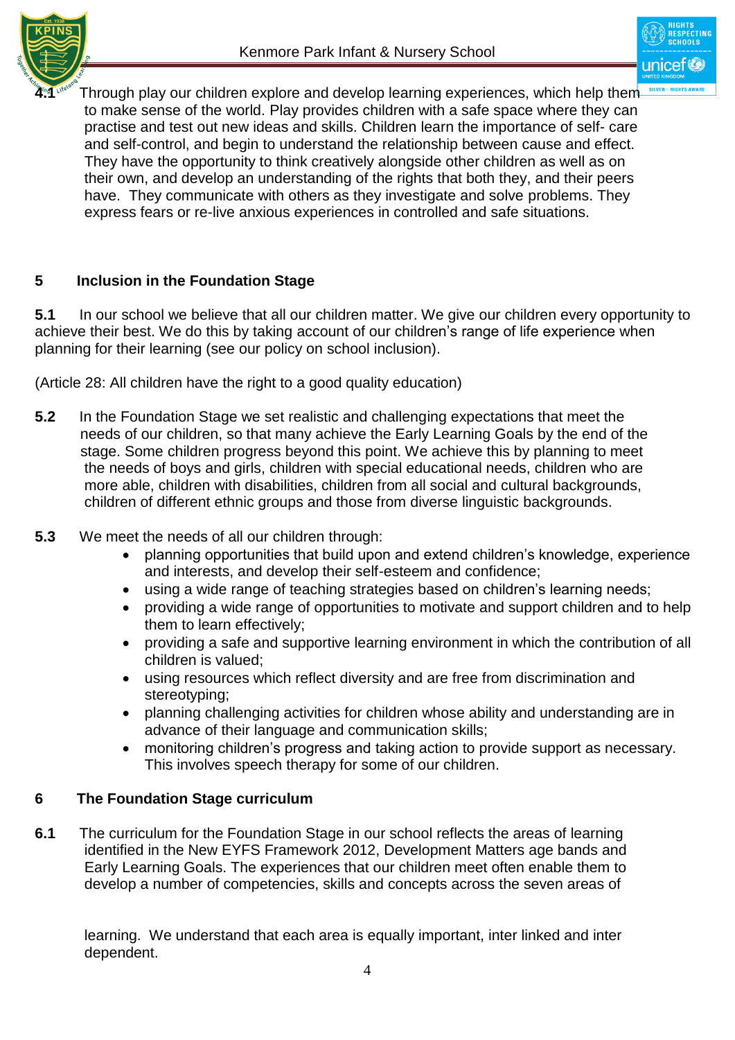**4.1** Through play our children explore and develop learning experiences, which help them to make sense of the world. Play provides children with a safe space where they can practise and test out new ideas and skills. Children learn the importance of self- care and self-control, and begin to understand the relationship between cause and effect. They have the opportunity to think creatively alongside other children as well as on their own, and develop an understanding of the rights that both they, and their peers have. They communicate with others as they investigate and solve problems. They express fears or re-live anxious experiences in controlled and safe situations.

## 5 Inclusion in the Foundation Stage

**5.1** In our school we believe that all our children matter. We give our children every opportunity to achieve their best. We do this by taking account of our children's range of life experience when planning for their learning (see our policy on school inclusion).

(Article 28: All children have the right to a good quality education)

**5.2** In the Foundation Stage we set realistic and challenging expectations that meet the needs of our children, so that many achieve the Early Learning Goals by the end of the stage. Some children progress beyond this point. We achieve this by planning to meet the needs of boys and girls, children with special educational needs, children who are more able, children with disabilities, children from all social and cultural backgrounds, children of different ethnic groups and those from diverse linguistic backgrounds.

**5.3** We meet the needs of all our children through:

- planning opportunities that build upon and extend children's knowledge, experience and interests, and develop their self-esteem and confidence;
- using a wide range of teaching strategies based on children's learning needs;
- providing a wide range of opportunities to motivate and support children and to help them to learn effectively;
- providing a safe and supportive learning environment in which the contribution of all children is valued;
- using resources which reflect diversity and are free from discrimination and stereotyping;
- planning challenging activities for children whose ability and understanding are in advance of their language and communication skills;
- monitoring children's progress and taking action to provide support as necessary. This involves speech therapy for some of our children.

## 6 The Foundation Stage curriculum

**6.1** The curriculum for the Foundation Stage in our school reflects the areas of learning identified in the New EYFS Framework 2012, Development Matters age bands and Early Learning Goals. The experiences that our children meet often enable them to develop a number of competencies, skills and concepts across the seven areas of learning. We understand that each area is equally important, inter linked and inter dependent.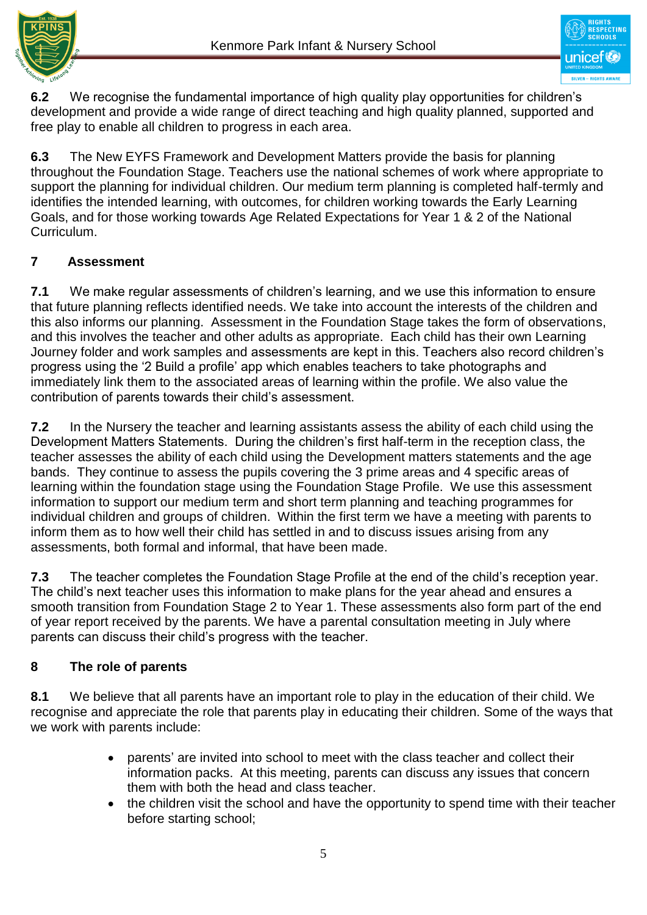**6.2** We recognise the fundamental importance of high quality play opportunities for children's development and provide a wide range of direct teaching and high quality planned, supported and free play to enable all children to progress in each area.

**6.3** The New EYFS Framework and Development Matters provide the basis for planning throughout the Foundation Stage. Teachers use the national schemes of work where appropriate to support the planning for individual children. Our medium term planning is completed half-termly and identifies the intended learning, with outcomes, for children working towards the Early Learning Goals, and for those working towards Age Related Expectations for Year 1 & 2 of the National Curriculum.

## 7 Assessment

**7.1** We make regular assessments of children's learning, and we use this information to ensure that future planning reflects identified needs. We take into account the interests of the children and this also informs our planning. Assessment in the Foundation Stage takes the form of observations, and this involves the teacher and other adults as appropriate. Each child has their own Learning Journey folder and work samples and assessments are kept in this. Teachers also record children's progress using the '2 Build a profile' app which enables teachers to take photographs and immediately link them to the associated areas of learning within the profile. We also value the contribution of parents towards their child's assessment.

**7.2** In the Nursery the teacher and learning assistants assess the ability of each child using the Development Matters Statements. During the children's first half-term in the reception class, the teacher assesses the ability of each child using the Development matters statements and the age bands. They continue to assess the pupils covering the 3 prime areas and 4 specific areas of learning within the foundation stage using the Foundation Stage Profile. We use this assessment information to support our medium term and short term planning and teaching programmes for individual children and groups of children. Within the first term we have a meeting with parents to inform them as to how well their child has settled in and to discuss issues arising from any assessments, both formal and informal, that have been made.

**7.3** The teacher completes the Foundation Stage Profile at the end of the child's reception year. The child's next teacher uses this information to make plans for the year ahead and ensures a smooth transition from Foundation Stage 2 to Year 1. These assessments also form part of the end of year report received by the parents. We have a parental consultation meeting in July where parents can discuss their child's progress with the teacher.

## 8 The role of parents

**8.1** We believe that all parents have an important role to play in the education of their child. We recognise and appreciate the role that parents play in educating their children. Some of the ways that we work with parents include:

- parents' are invited into school to meet with the class teacher and collect their information packs. At this meeting, parents can discuss any issues that concern them with both the head and class teacher.
- the children visit the school and have the opportunity to spend time with their teacher before starting school;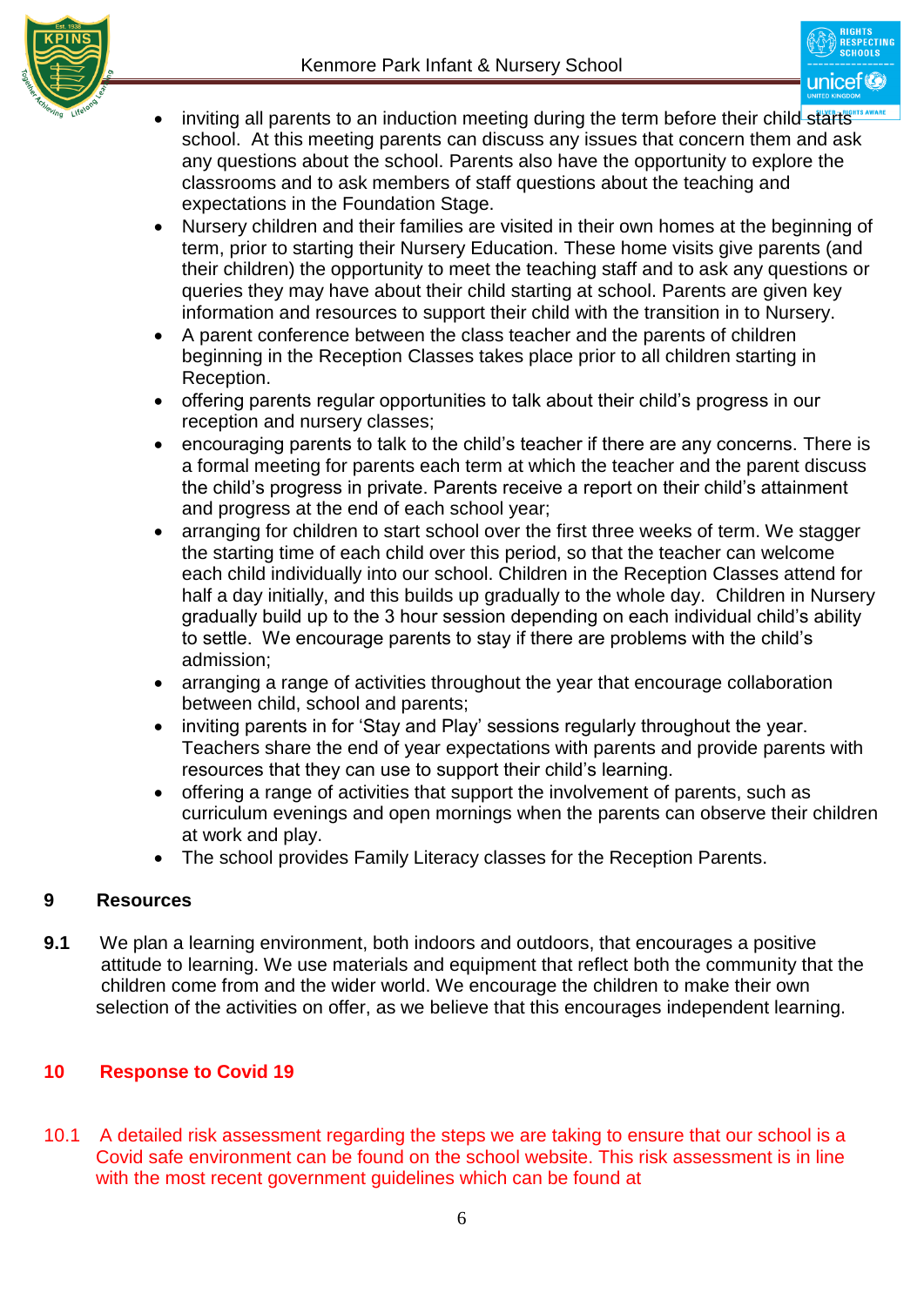- inviting all parents to an induction meeting during the term before their child starts school. At this meeting parents can discuss any issues that concern them and ask any questions about the school. Parents also have the opportunity to explore the classrooms and to ask members of staff questions about the teaching and expectations in the Foundation Stage.
- Nursery children and their families are visited in their own homes at the beginning of term, prior to starting their Nursery Education. These home visits give parents (and their children) the opportunity to meet the teaching staff and to ask any questions or queries they may have about their child starting at school. Parents are given key information and resources to support their child with the transition in to Nursery.
- A parent conference between the class teacher and the parents of children beginning in the Reception Classes takes place prior to all children starting in Reception.
- offering parents regular opportunities to talk about their child's progress in our reception and nursery classes;
- encouraging parents to talk to the child's teacher if there are any concerns. There is a formal meeting for parents each term at which the teacher and the parent discuss the child's progress in private. Parents receive a report on their child's attainment and progress at the end of each school year;
- arranging for children to start school over the first three weeks of term. We stagger the starting time of each child over this period, so that the teacher can welcome each child individually into our school. Children in the Reception Classes attend for half a day initially, and this builds up gradually to the whole day. Children in Nursery gradually build up to the 3 hour session depending on each individual child's ability to settle. We encourage parents to stay if there are problems with the child's admission;
- arranging a range of activities throughout the year that encourage collaboration between child, school and parents;
- inviting parents in for 'Stay and Play' sessions regularly throughout the year. Teachers share the end of year expectations with parents and provide parents with resources that they can use to support their child's learning.
- offering a range of activities that support the involvement of parents, such as curriculum evenings and open mornings when the parents can observe their children at work and play.
- The school provides Family Literacy classes for the Reception Parents.

## 9 Resources

**9.1** We plan a learning environment, both indoors and outdoors, that encourages a positive attitude to learning. We use materials and equipment that reflect both the community that the children come from and the wider world. We encourage the children to make their own selection of the activities on offer, as we believe that this encourages independent learning.

## 10 Response to Covid 19

10.1 A detailed risk assessment regarding the steps we are taking to ensure that our school is a Covid safe environment can be found on the school website. This risk assessment is in line with the most recent government guidelines which can be found at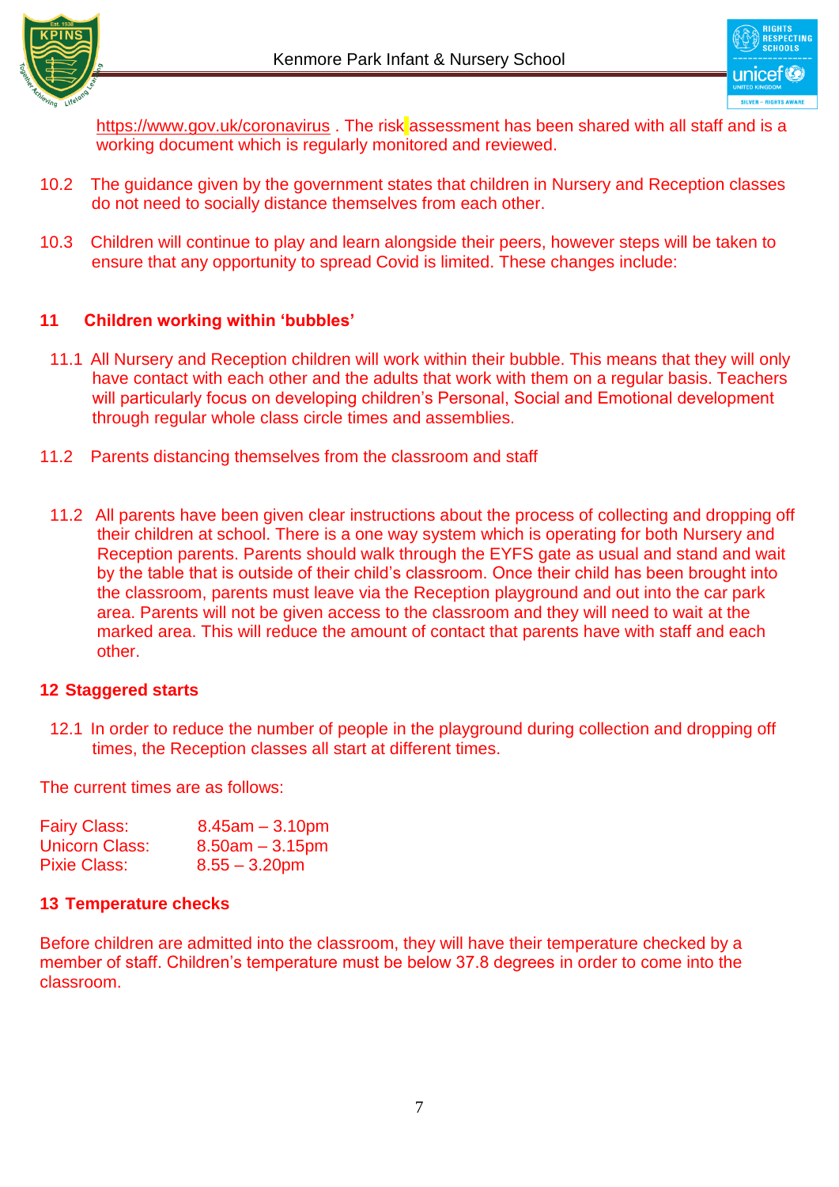https://www.gov.uk/coronavirus . The risk assessment has been shared with all staff and is a working document which is regularly monitored and reviewed.

10.2 The guidance given by the government states that children in Nursery and Reception classes do not need to socially distance themselves from each other.

10.3 Children will continue to play and learn alongside their peers, however steps will be taken to ensure that any opportunity to spread Covid is limited. These changes include:

## 11 Children working within 'bubbles'

11.1 All Nursery and Reception children will work within their bubble. This means that they will only have contact with each other and the adults that work with them on a regular basis. Teachers will particularly focus on developing children's Personal, Social and Emotional development through regular whole class circle times and assemblies.

11.2 Parents distancing themselves from the classroom and staff

11.2 All parents have been given clear instructions about the process of collecting and dropping off their children at school. There is a one way system which is operating for both Nursery and Reception parents. Parents should walk through the EYFS gate as usual and stand and wait by the table that is outside of their child's classroom. Once their child has been brought into the classroom, parents must leave via the Reception playground and out into the car park area. Parents will not be given access to the classroom and they will need to wait at the marked area. This will reduce the amount of contact that parents have with staff and each other.

## 12 Staggered starts

12.1 In order to reduce the number of people in the playground during collection and dropping off times, the Reception classes all start at different times.

The current times are as follows:

Fairy Class: 8.45am – 3.10pm
Unicorn Class: 8.50am – 3.15pm
Pixie Class: 8.55 – 3.20pm

## 13 Temperature checks

Before children are admitted into the classroom, they will have their temperature checked by a member of staff. Children's temperature must be below 37.8 degrees in order to come into the classroom.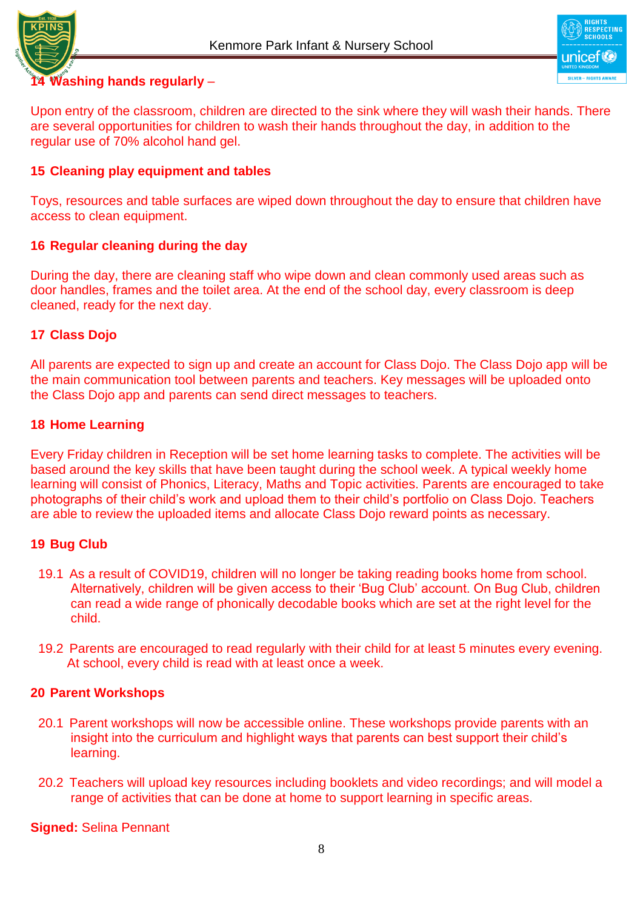## 14 Washing hands regularly –

Upon entry of the classroom, children are directed to the sink where they will wash their hands. There are several opportunities for children to wash their hands throughout the day, in addition to the regular use of 70% alcohol hand gel.

## 15 Cleaning play equipment and tables

Toys, resources and table surfaces are wiped down throughout the day to ensure that children have access to clean equipment.

## 16 Regular cleaning during the day

During the day, there are cleaning staff who wipe down and clean commonly used areas such as door handles, frames and the toilet area. At the end of the school day, every classroom is deep cleaned, ready for the next day.

## 17 Class Dojo

All parents are expected to sign up and create an account for Class Dojo. The Class Dojo app will be the main communication tool between parents and teachers. Key messages will be uploaded onto the Class Dojo app and parents can send direct messages to teachers.

## 18 Home Learning

Every Friday children in Reception will be set home learning tasks to complete. The activities will be based around the key skills that have been taught during the school week. A typical weekly home learning will consist of Phonics, Literacy, Maths and Topic activities. Parents are encouraged to take photographs of their child's work and upload them to their child's portfolio on Class Dojo. Teachers are able to review the uploaded items and allocate Class Dojo reward points as necessary.

## 19 Bug Club

19.1 As a result of COVID19, children will no longer be taking reading books home from school. Alternatively, children will be given access to their 'Bug Club' account. On Bug Club, children can read a wide range of phonically decodable books which are set at the right level for the child.

19.2 Parents are encouraged to read regularly with their child for at least 5 minutes every evening. At school, every child is read with at least once a week.

## 20 Parent Workshops

20.1 Parent workshops will now be accessible online. These workshops provide parents with an insight into the curriculum and highlight ways that parents can best support their child's learning.

20.2 Teachers will upload key resources including booklets and video recordings; and will model a range of activities that can be done at home to support learning in specific areas.

**Signed:** Selina Pennant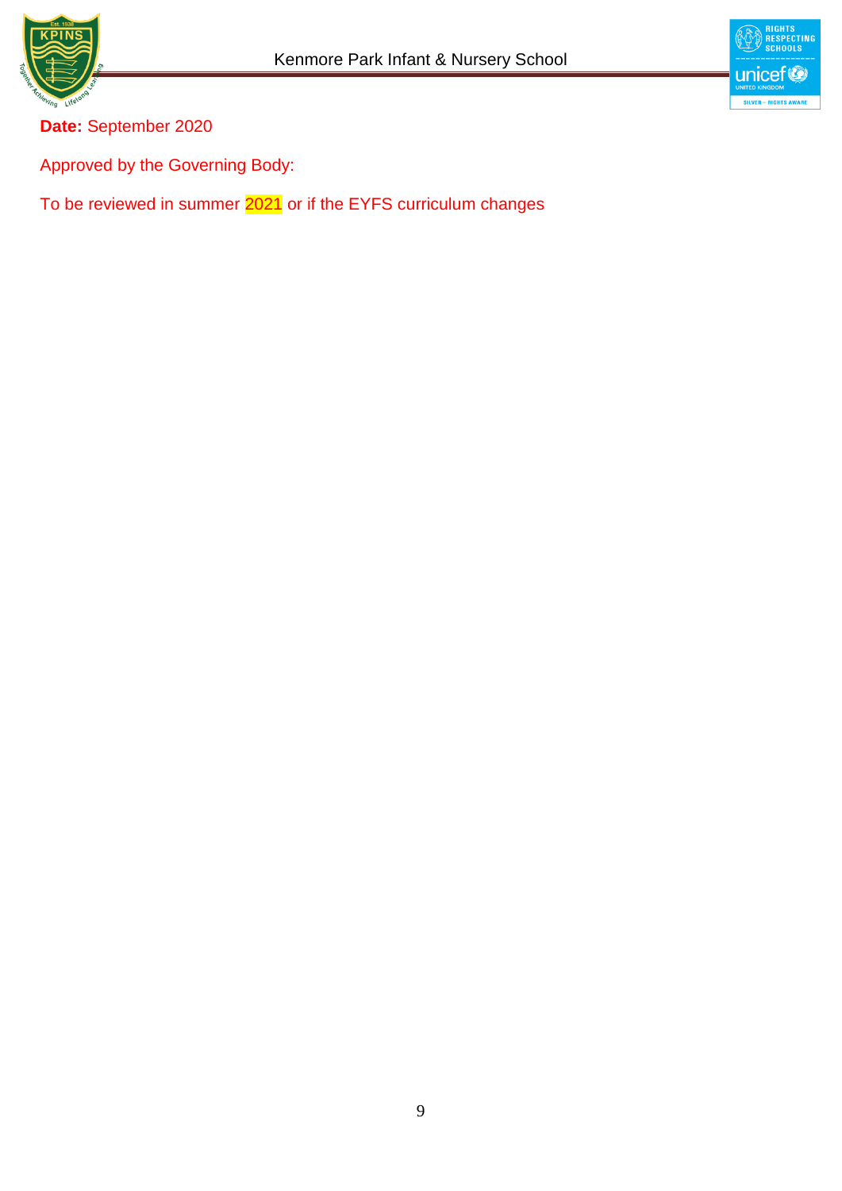**Date:** September 2020

Approved by the Governing Body:

To be reviewed in summer 2021 or if the EYFS curriculum changes